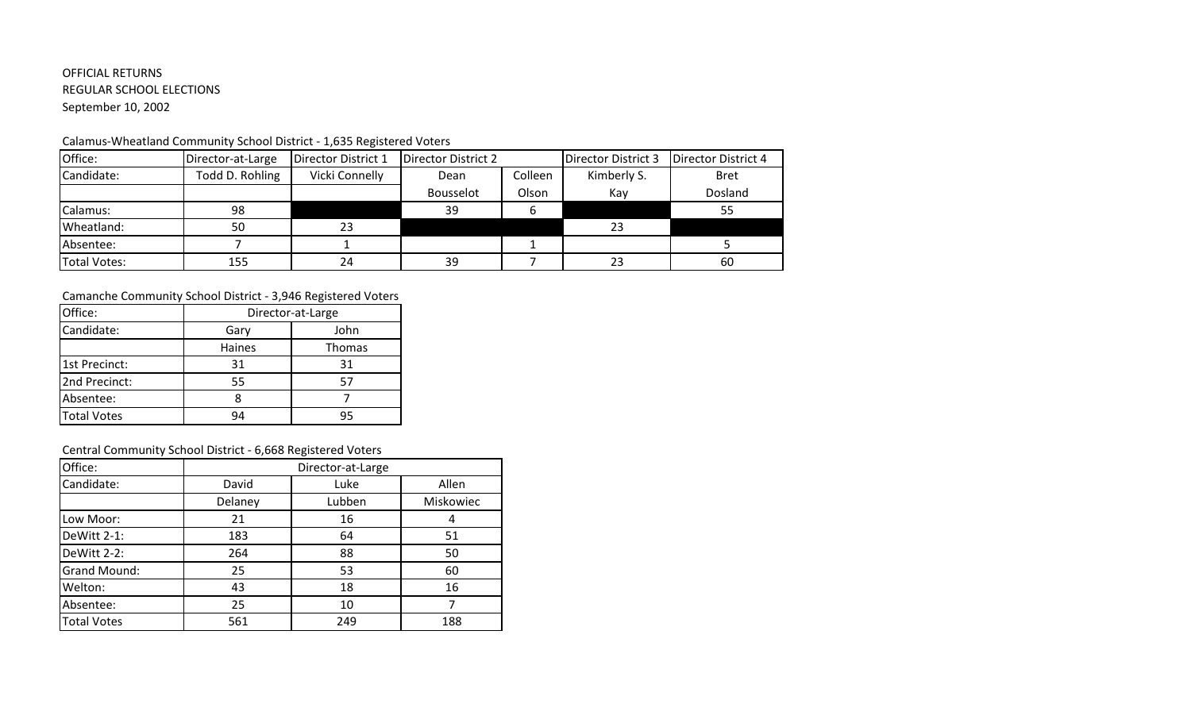OFFICIAL RETURNS
REGULAR SCHOOL ELECTIONS
September 10, 2002

Calamus-Wheatland Community School District - 1,635 Registered Voters

| Office: | Director-at-Large | Director District 1 | Director District 2 | | Director District 3 | Director District 4 |
|---|---|---|---|---|---|---|
| Candidate: | Todd D. Rohling | Vicki Connelly | Dean | Colleen | Kimberly S. | Bret |
| | | | Bousselot | Olson | Kay | Dosland |
| Calamus: | 98 | | 39 | 6 | | 55 |
| Wheatland: | 50 | 23 | | | 23 | |
| Absentee: | 7 | 1 | | 1 | | 5 |
| Total Votes: | 155 | 24 | 39 | 7 | 23 | 60 |

Camanche Community School District - 3,946 Registered Voters

| Office: | Director-at-Large | |
|---|---|---|
| Candidate: | Gary | John |
| | Haines | Thomas |
| 1st Precinct: | 31 | 31 |
| 2nd Precinct: | 55 | 57 |
| Absentee: | 8 | 7 |
| Total Votes | 94 | 95 |

Central Community School District - 6,668 Registered Voters

| Office: | Director-at-Large | | |
|---|---|---|---|
| Candidate: | David | Luke | Allen |
| | Delaney | Lubben | Miskowiec |
| Low Moor: | 21 | 16 | 4 |
| DeWitt 2-1: | 183 | 64 | 51 |
| DeWitt 2-2: | 264 | 88 | 50 |
| Grand Mound: | 25 | 53 | 60 |
| Welton: | 43 | 18 | 16 |
| Absentee: | 25 | 10 | 7 |
| Total Votes | 561 | 249 | 188 |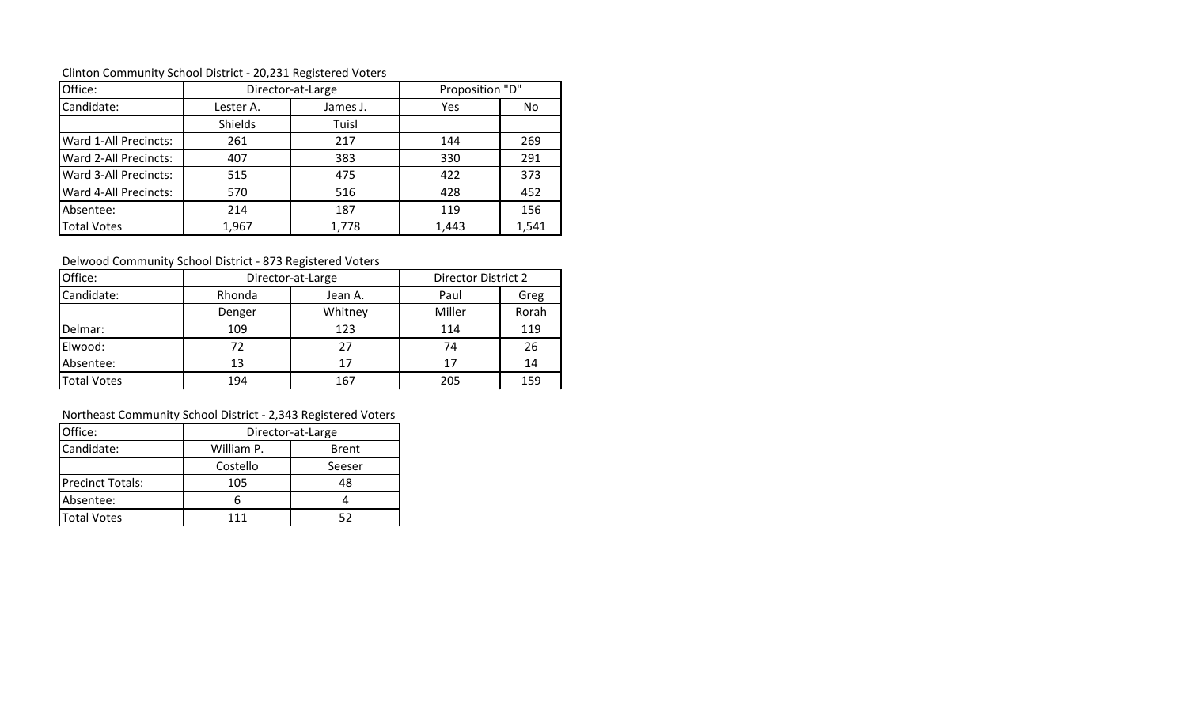Clinton Community School District - 20,231 Registered Voters

| Office: | Director-at-Large | | Proposition "D" | |
|---|---|---|---|---|
| Candidate: | Lester A. | James J. | Yes | No |
| | Shields | Tuisl | | |
| Ward 1-All Precincts: | 261 | 217 | 144 | 269 |
| Ward 2-All Precincts: | 407 | 383 | 330 | 291 |
| Ward 3-All Precincts: | 515 | 475 | 422 | 373 |
| Ward 4-All Precincts: | 570 | 516 | 428 | 452 |
| Absentee: | 214 | 187 | 119 | 156 |
| Total Votes | 1,967 | 1,778 | 1,443 | 1,541 |

Delwood Community School District - 873 Registered Voters

| Office: | Director-at-Large | | Director District 2 | |
|---|---|---|---|---|
| Candidate: | Rhonda | Jean A. | Paul | Greg |
| | Denger | Whitney | Miller | Rorah |
| Delmar: | 109 | 123 | 114 | 119 |
| Elwood: | 72 | 27 | 74 | 26 |
| Absentee: | 13 | 17 | 17 | 14 |
| Total Votes | 194 | 167 | 205 | 159 |

Northeast Community School District - 2,343 Registered Voters

| Office: | Director-at-Large | |
|---|---|---|
| Candidate: | William P. | Brent |
| | Costello | Seeser |
| Precinct Totals: | 105 | 48 |
| Absentee: | 6 | 4 |
| Total Votes | 111 | 52 |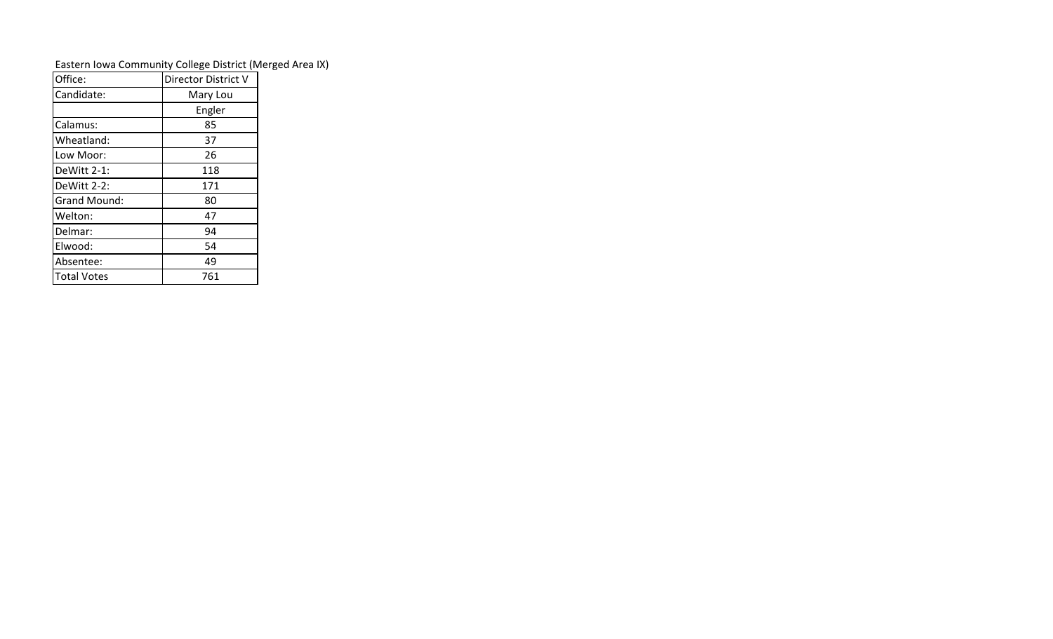Eastern Iowa Community College District (Merged Area IX)

| Office: | Director District V |
|---|---|
| Candidate: | Mary Lou |
| | Engler |
| Calamus: | 85 |
| Wheatland: | 37 |
| Low Moor: | 26 |
| DeWitt 2-1: | 118 |
| DeWitt 2-2: | 171 |
| Grand Mound: | 80 |
| Welton: | 47 |
| Delmar: | 94 |
| Elwood: | 54 |
| Absentee: | 49 |
| Total Votes | 761 |